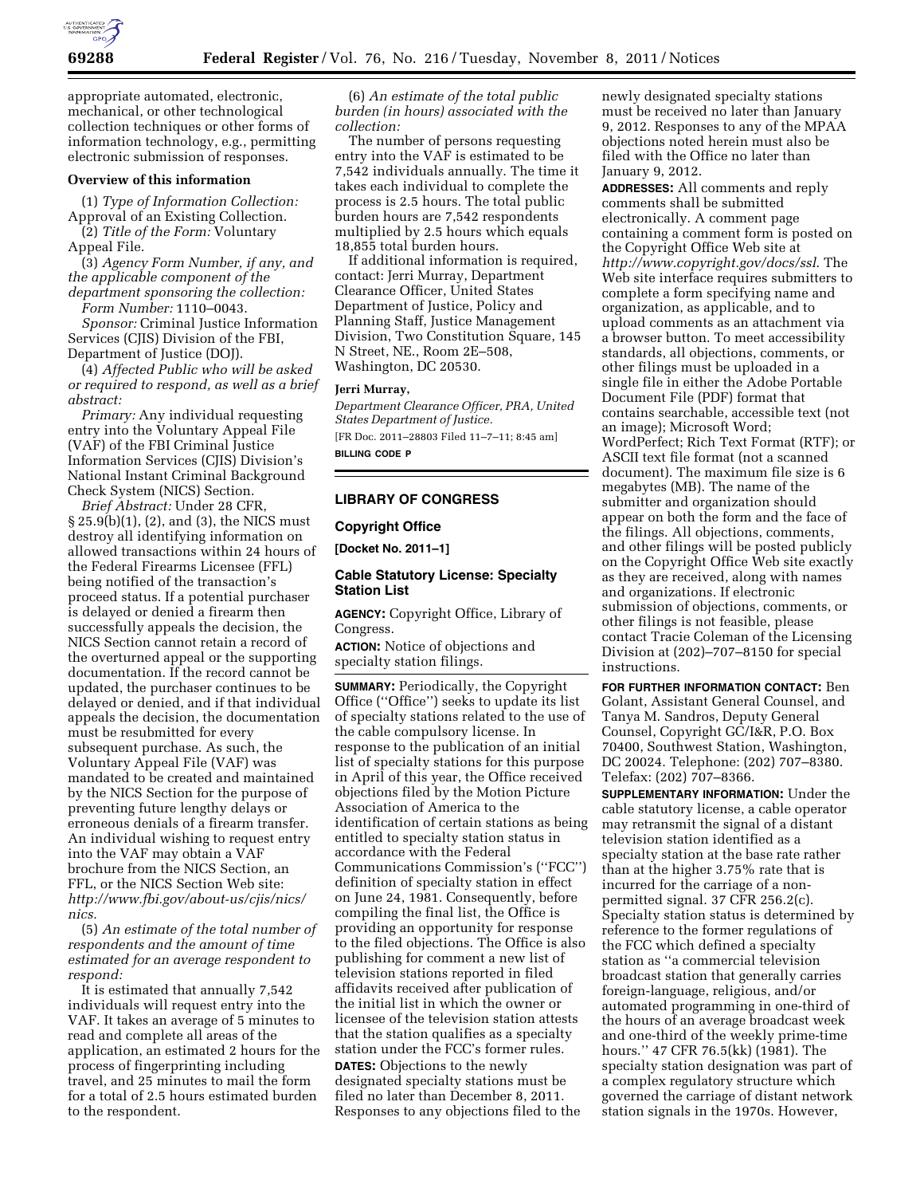appropriate automated, electronic, mechanical, or other technological collection techniques or other forms of information technology, e.g., permitting electronic submission of responses.

**Overview of this information**

(1) *Type of Information Collection:* Approval of an Existing Collection.

(2) *Title of the Form:* Voluntary Appeal File.

(3) *Agency Form Number, if any, and the applicable component of the department sponsoring the collection:*

*Form Number:* 1110–0043.

*Sponsor:* Criminal Justice Information Services (CJIS) Division of the FBI, Department of Justice (DOJ).

(4) *Affected Public who will be asked or required to respond, as well as a brief abstract:*

*Primary:* Any individual requesting entry into the Voluntary Appeal File (VAF) of the FBI Criminal Justice Information Services (CJIS) Division's National Instant Criminal Background Check System (NICS) Section.

*Brief Abstract:* Under 28 CFR, § 25.9(b)(1), (2), and (3), the NICS must destroy all identifying information on allowed transactions within 24 hours of the Federal Firearms Licensee (FFL) being notified of the transaction's proceed status. If a potential purchaser is delayed or denied a firearm then successfully appeals the decision, the NICS Section cannot retain a record of the overturned appeal or the supporting documentation. If the record cannot be updated, the purchaser continues to be delayed or denied, and if that individual appeals the decision, the documentation must be resubmitted for every subsequent purchase. As such, the Voluntary Appeal File (VAF) was mandated to be created and maintained by the NICS Section for the purpose of preventing future lengthy delays or erroneous denials of a firearm transfer. An individual wishing to request entry into the VAF may obtain a VAF brochure from the NICS Section, an FFL, or the NICS Section Web site: *http://www.fbi.gov/about-us/cjis/nics/nics.*

(5) *An estimate of the total number of respondents and the amount of time estimated for an average respondent to respond:*

It is estimated that annually 7,542 individuals will request entry into the VAF. It takes an average of 5 minutes to read and complete all areas of the application, an estimated 2 hours for the process of fingerprinting including travel, and 25 minutes to mail the form for a total of 2.5 hours estimated burden to the respondent.

(6) *An estimate of the total public burden (in hours) associated with the collection:*

The number of persons requesting entry into the VAF is estimated to be 7,542 individuals annually. The time it takes each individual to complete the process is 2.5 hours. The total public burden hours are 7,542 respondents multiplied by 2.5 hours which equals 18,855 total burden hours.

If additional information is required, contact: Jerri Murray, Department Clearance Officer, United States Department of Justice, Policy and Planning Staff, Justice Management Division, Two Constitution Square, 145 N Street, NE., Room 2E–508, Washington, DC 20530.

**Jerri Murray,**

*Department Clearance Officer, PRA, United States Department of Justice.*

[FR Doc. 2011–28803 Filed 11–7–11; 8:45 am]

**BILLING CODE P**

## LIBRARY OF CONGRESS

### Copyright Office

**[Docket No. 2011–1]**

### Cable Statutory License: Specialty Station List

**AGENCY:** Copyright Office, Library of Congress.

**ACTION:** Notice of objections and specialty station filings.

**SUMMARY:** Periodically, the Copyright Office (''Office'') seeks to update its list of specialty stations related to the use of the cable compulsory license. In response to the publication of an initial list of specialty stations for this purpose in April of this year, the Office received objections filed by the Motion Picture Association of America to the identification of certain stations as being entitled to specialty station status in accordance with the Federal Communications Commission's (''FCC'') definition of specialty station in effect on June 24, 1981. Consequently, before compiling the final list, the Office is providing an opportunity for response to the filed objections. The Office is also publishing for comment a new list of television stations reported in filed affidavits received after publication of the initial list in which the owner or licensee of the television station attests that the station qualifies as a specialty station under the FCC's former rules.

**DATES:** Objections to the newly designated specialty stations must be filed no later than December 8, 2011. Responses to any objections filed to the newly designated specialty stations must be received no later than January 9, 2012. Responses to any of the MPAA objections noted herein must also be filed with the Office no later than January 9, 2012.

**ADDRESSES:** All comments and reply comments shall be submitted electronically. A comment page containing a comment form is posted on the Copyright Office Web site at *http://www.copyright.gov/docs/ssl*. The Web site interface requires submitters to complete a form specifying name and organization, as applicable, and to upload comments as an attachment via a browser button. To meet accessibility standards, all objections, comments, or other filings must be uploaded in a single file in either the Adobe Portable Document File (PDF) format that contains searchable, accessible text (not an image); Microsoft Word; WordPerfect; Rich Text Format (RTF); or ASCII text file format (not a scanned document). The maximum file size is 6 megabytes (MB). The name of the submitter and organization should appear on both the form and the face of the filings. All objections, comments, and other filings will be posted publicly on the Copyright Office Web site exactly as they are received, along with names and organizations. If electronic submission of objections, comments, or other filings is not feasible, please contact Tracie Coleman of the Licensing Division at (202)–707–8150 for special instructions.

**FOR FURTHER INFORMATION CONTACT:** Ben Golant, Assistant General Counsel, and Tanya M. Sandros, Deputy General Counsel, Copyright GC/I&R, P.O. Box 70400, Southwest Station, Washington, DC 20024. Telephone: (202) 707–8380. Telefax: (202) 707–8366.

**SUPPLEMENTARY INFORMATION:** Under the cable statutory license, a cable operator may retransmit the signal of a distant television station identified as a specialty station at the base rate rather than at the higher 3.75% rate that is incurred for the carriage of a non-permitted signal. 37 CFR 256.2(c). Specialty station status is determined by reference to the former regulations of the FCC which defined a specialty station as ''a commercial television broadcast station that generally carries foreign-language, religious, and/or automated programming in one-third of the hours of an average broadcast week and one-third of the weekly prime-time hours.'' 47 CFR 76.5(kk) (1981). The specialty station designation was part of a complex regulatory structure which governed the carriage of distant network station signals in the 1970s. However,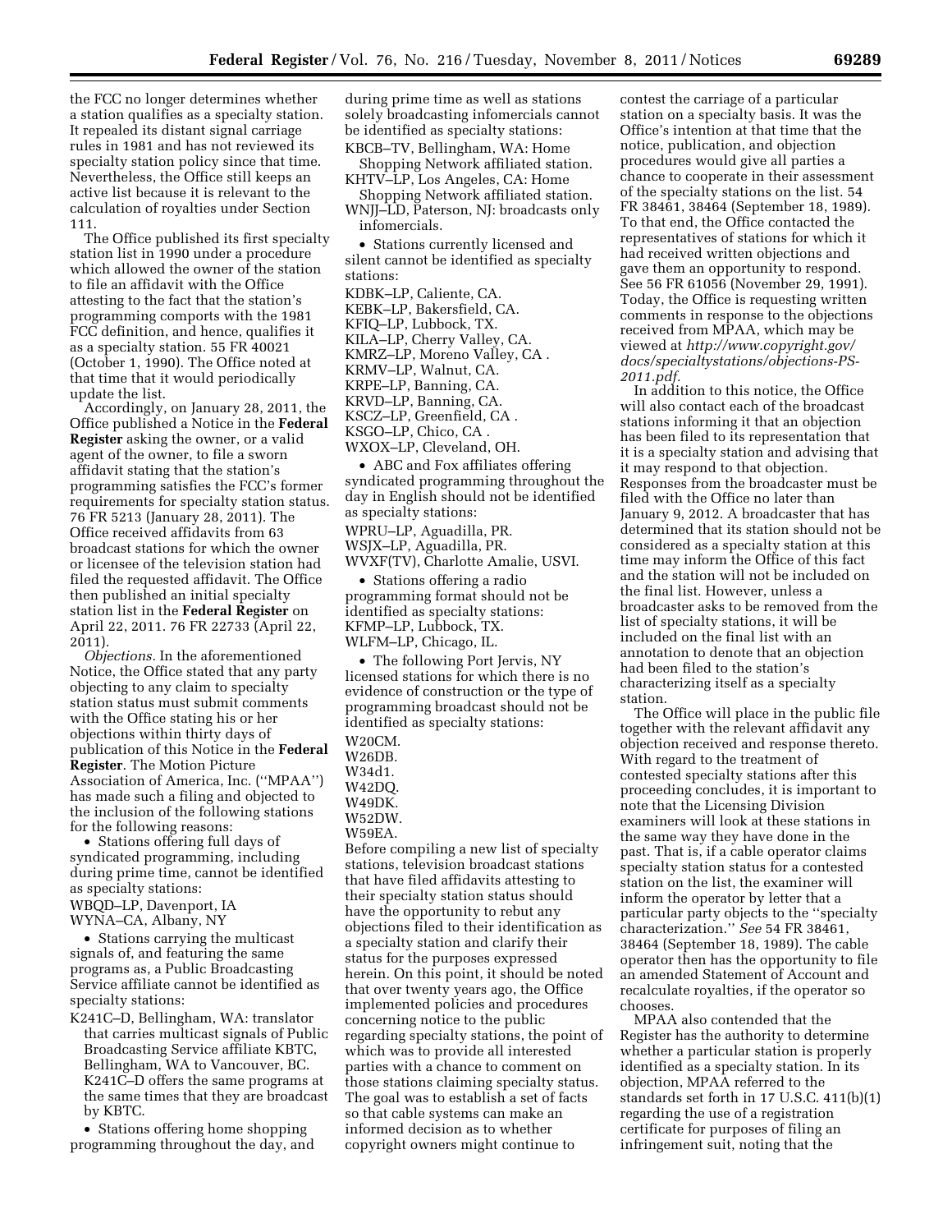the FCC no longer determines whether a station qualifies as a specialty station. It repealed its distant signal carriage rules in 1981 and has not reviewed its specialty station policy since that time. Nevertheless, the Office still keeps an active list because it is relevant to the calculation of royalties under Section 111.

The Office published its first specialty station list in 1990 under a procedure which allowed the owner of the station to file an affidavit with the Office attesting to the fact that the station's programming comports with the 1981 FCC definition, and hence, qualifies it as a specialty station. 55 FR 40021 (October 1, 1990). The Office noted at that time that it would periodically update the list.

Accordingly, on January 28, 2011, the Office published a Notice in the **Federal Register** asking the owner, or a valid agent of the owner, to file a sworn affidavit stating that the station's programming satisfies the FCC's former requirements for specialty station status. 76 FR 5213 (January 28, 2011). The Office received affidavits from 63 broadcast stations for which the owner or licensee of the television station had filed the requested affidavit. The Office then published an initial specialty station list in the **Federal Register** on April 22, 2011. 76 FR 22733 (April 22, 2011).

*Objections.* In the aforementioned Notice, the Office stated that any party objecting to any claim to specialty station status must submit comments with the Office stating his or her objections within thirty days of publication of this Notice in the **Federal Register**. The Motion Picture Association of America, Inc. (''MPAA'') has made such a filing and objected to the inclusion of the following stations for the following reasons:

• Stations offering full days of syndicated programming, including during prime time, cannot be identified as specialty stations:

WBQD–LP, Davenport, IA
WYNA–CA, Albany, NY

• Stations carrying the multicast signals of, and featuring the same programs as, a Public Broadcasting Service affiliate cannot be identified as specialty stations:

K241C–D, Bellingham, WA: translator that carries multicast signals of Public Broadcasting Service affiliate KBTC, Bellingham, WA to Vancouver, BC. K241C–D offers the same programs at the same times that they are broadcast by KBTC.

• Stations offering home shopping programming throughout the day, and during prime time as well as stations solely broadcasting infomercials cannot be identified as specialty stations:

KBCB–TV, Bellingham, WA: Home Shopping Network affiliated station.
KHTV–LP, Los Angeles, CA: Home Shopping Network affiliated station.
WNJJ–LD, Paterson, NJ: broadcasts only infomercials.

• Stations currently licensed and silent cannot be identified as specialty stations:

KDBK–LP, Caliente, CA.
KEBK–LP, Bakersfield, CA.
KFIQ–LP, Lubbock, TX.
KILA–LP, Cherry Valley, CA.
KMRZ–LP, Moreno Valley, CA .
KRMV–LP, Walnut, CA.
KRPE–LP, Banning, CA.
KRVD–LP, Banning, CA.
KSCZ–LP, Greenfield, CA .
KSGO–LP, Chico, CA .
WXOX–LP, Cleveland, OH.

• ABC and Fox affiliates offering syndicated programming throughout the day in English should not be identified as specialty stations:

WPRU–LP, Aguadilla, PR.
WSJX–LP, Aguadilla, PR.
WVXF(TV), Charlotte Amalie, USVI.

• Stations offering a radio programming format should not be identified as specialty stations:

KFMP–LP, Lubbock, TX.
WLFM–LP, Chicago, IL.

• The following Port Jervis, NY licensed stations for which there is no evidence of construction or the type of programming broadcast should not be identified as specialty stations:

W20CM.
W26DB.
W34d1.
W42DQ.
W49DK.
W52DW.
W59EA.

Before compiling a new list of specialty stations, television broadcast stations that have filed affidavits attesting to their specialty station status should have the opportunity to rebut any objections filed to their identification as a specialty station and clarify their status for the purposes expressed herein. On this point, it should be noted that over twenty years ago, the Office implemented policies and procedures concerning notice to the public regarding specialty stations, the point of which was to provide all interested parties with a chance to comment on those stations claiming specialty status. The goal was to establish a set of facts so that cable systems can make an informed decision as to whether copyright owners might continue to contest the carriage of a particular station on a specialty basis. It was the Office's intention at that time that the notice, publication, and objection procedures would give all parties a chance to cooperate in their assessment of the specialty stations on the list. 54 FR 38461, 38464 (September 18, 1989). To that end, the Office contacted the representatives of stations for which it had received written objections and gave them an opportunity to respond. See 56 FR 61056 (November 29, 1991). Today, the Office is requesting written comments in response to the objections received from MPAA, which may be viewed at *http://www.copyright.gov/docs/specialtystations/objections-PS-2011.pdf*.

In addition to this notice, the Office will also contact each of the broadcast stations informing it that an objection has been filed to its representation that it is a specialty station and advising that it may respond to that objection. Responses from the broadcaster must be filed with the Office no later than January 9, 2012. A broadcaster that has determined that its station should not be considered as a specialty station at this time may inform the Office of this fact and the station will not be included on the final list. However, unless a broadcaster asks to be removed from the list of specialty stations, it will be included on the final list with an annotation to denote that an objection had been filed to the station's characterizing itself as a specialty station.

The Office will place in the public file together with the relevant affidavit any objection received and response thereto. With regard to the treatment of contested specialty stations after this proceeding concludes, it is important to note that the Licensing Division examiners will look at these stations in the same way they have done in the past. That is, if a cable operator claims specialty station status for a contested station on the list, the examiner will inform the operator by letter that a particular party objects to the ''specialty characterization.'' *See* 54 FR 38461, 38464 (September 18, 1989). The cable operator then has the opportunity to file an amended Statement of Account and recalculate royalties, if the operator so chooses.

MPAA also contended that the Register has the authority to determine whether a particular station is properly identified as a specialty station. In its objection, MPAA referred to the standards set forth in 17 U.S.C. 411(b)(1) regarding the use of a registration certificate for purposes of filing an infringement suit, noting that the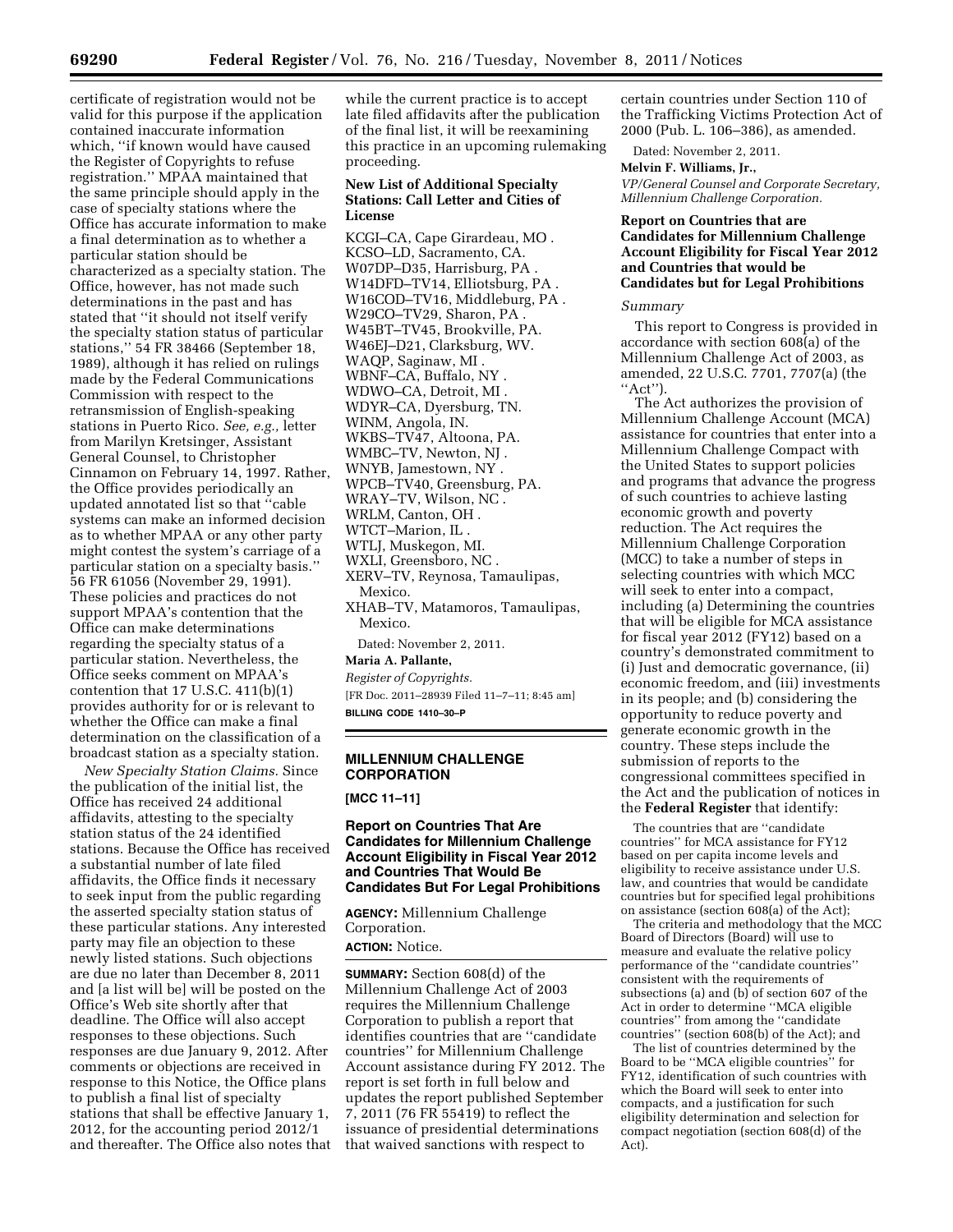certificate of registration would not be valid for this purpose if the application contained inaccurate information which, ''if known would have caused the Register of Copyrights to refuse registration.'' MPAA maintained that the same principle should apply in the case of specialty stations where the Office has accurate information to make a final determination as to whether a particular station should be characterized as a specialty station. The Office, however, has not made such determinations in the past and has stated that ''it should not itself verify the specialty station status of particular stations,'' 54 FR 38466 (September 18, 1989), although it has relied on rulings made by the Federal Communications Commission with respect to the retransmission of English-speaking stations in Puerto Rico. *See, e.g.,* letter from Marilyn Kretsinger, Assistant General Counsel, to Christopher Cinnamon on February 14, 1997. Rather, the Office provides periodically an updated annotated list so that ''cable systems can make an informed decision as to whether MPAA or any other party might contest the system's carriage of a particular station on a specialty basis.'' 56 FR 61056 (November 29, 1991). These policies and practices do not support MPAA's contention that the Office can make determinations regarding the specialty status of a particular station. Nevertheless, the Office seeks comment on MPAA's contention that 17 U.S.C. 411(b)(1) provides authority for or is relevant to whether the Office can make a final determination on the classification of a broadcast station as a specialty station.

*New Specialty Station Claims.* Since the publication of the initial list, the Office has received 24 additional affidavits, attesting to the specialty station status of the 24 identified stations. Because the Office has received a substantial number of late filed affidavits, the Office finds it necessary to seek input from the public regarding the asserted specialty station status of these particular stations. Any interested party may file an objection to these newly listed stations. Such objections are due no later than December 8, 2011 and [a list will be] will be posted on the Office's Web site shortly after that deadline. The Office will also accept responses to these objections. Such responses are due January 9, 2012. After comments or objections are received in response to this Notice, the Office plans to publish a final list of specialty stations that shall be effective January 1, 2012, for the accounting period 2012/1 and thereafter. The Office also notes that while the current practice is to accept late filed affidavits after the publication of the final list, it will be reexamining this practice in an upcoming rulemaking proceeding.

**New List of Additional Specialty Stations: Call Letter and Cities of License**

KCGI–CA, Cape Girardeau, MO .
KCSO–LD, Sacramento, CA.
W07DP–D35, Harrisburg, PA .
W14DFD–TV14, Elliotsburg, PA .
W16COD–TV16, Middleburg, PA .
W29CO–TV29, Sharon, PA .
W45BT–TV45, Brookville, PA.
W46EJ–D21, Clarksburg, WV.
WAQP, Saginaw, MI .
WBNF–CA, Buffalo, NY .
WDWO–CA, Detroit, MI .
WDYR–CA, Dyersburg, TN.
WINM, Angola, IN.
WKBS–TV47, Altoona, PA.
WMBC–TV, Newton, NJ .
WNYB, Jamestown, NY .
WPCB–TV40, Greensburg, PA.
WRAY–TV, Wilson, NC .
WRLM, Canton, OH .
WTCT–Marion, IL .
WTLJ, Muskegon, MI.
WXLI, Greensboro, NC .
XERV–TV, Reynosa, Tamaulipas, Mexico.
XHAB–TV, Matamoros, Tamaulipas, Mexico.

Dated: November 2, 2011.

**Maria A. Pallante,**

*Register of Copyrights.*

[FR Doc. 2011–28939 Filed 11–7–11; 8:45 am]

**BILLING CODE 1410–30–P**

## MILLENNIUM CHALLENGE CORPORATION

**[MCC 11–11]**

### Report on Countries That Are Candidates for Millennium Challenge Account Eligibility in Fiscal Year 2012 and Countries That Would Be Candidates But For Legal Prohibitions

**AGENCY:** Millennium Challenge Corporation.

**ACTION:** Notice.

**SUMMARY:** Section 608(d) of the Millennium Challenge Act of 2003 requires the Millennium Challenge Corporation to publish a report that identifies countries that are ''candidate countries'' for Millennium Challenge Account assistance during FY 2012. The report is set forth in full below and updates the report published September 7, 2011 (76 FR 55419) to reflect the issuance of presidential determinations that waived sanctions with respect to certain countries under Section 110 of the Trafficking Victims Protection Act of 2000 (Pub. L. 106–386), as amended.

Dated: November 2, 2011.

**Melvin F. Williams, Jr.,**

*VP/General Counsel and Corporate Secretary, Millennium Challenge Corporation.*

### Report on Countries that are Candidates for Millennium Challenge Account Eligibility for Fiscal Year 2012 and Countries that would be Candidates but for Legal Prohibitions

*Summary*

This report to Congress is provided in accordance with section 608(a) of the Millennium Challenge Act of 2003, as amended, 22 U.S.C. 7701, 7707(a) (the ''Act'').

The Act authorizes the provision of Millennium Challenge Account (MCA) assistance for countries that enter into a Millennium Challenge Compact with the United States to support policies and programs that advance the progress of such countries to achieve lasting economic growth and poverty reduction. The Act requires the Millennium Challenge Corporation (MCC) to take a number of steps in selecting countries with which MCC will seek to enter into a compact, including (a) Determining the countries that will be eligible for MCA assistance for fiscal year 2012 (FY12) based on a country's demonstrated commitment to (i) Just and democratic governance, (ii) economic freedom, and (iii) investments in its people; and (b) considering the opportunity to reduce poverty and generate economic growth in the country. These steps include the submission of reports to the congressional committees specified in the Act and the publication of notices in the **Federal Register** that identify:

The countries that are ''candidate countries'' for MCA assistance for FY12 based on per capita income levels and eligibility to receive assistance under U.S. law, and countries that would be candidate countries but for specified legal prohibitions on assistance (section 608(a) of the Act);

The criteria and methodology that the MCC Board of Directors (Board) will use to measure and evaluate the relative policy performance of the ''candidate countries'' consistent with the requirements of subsections (a) and (b) of section 607 of the Act in order to determine ''MCA eligible countries'' from among the ''candidate countries'' (section 608(b) of the Act); and

The list of countries determined by the Board to be ''MCA eligible countries'' for FY12, identification of such countries with which the Board will seek to enter into compacts, and a justification for such eligibility determination and selection for compact negotiation (section 608(d) of the Act).